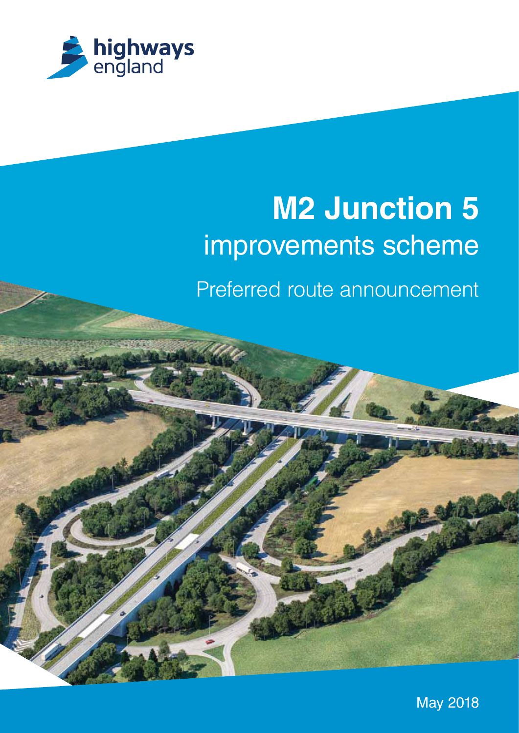highways england

# M2 Junction 5 improvements scheme

## Preferred route announcement

May 2018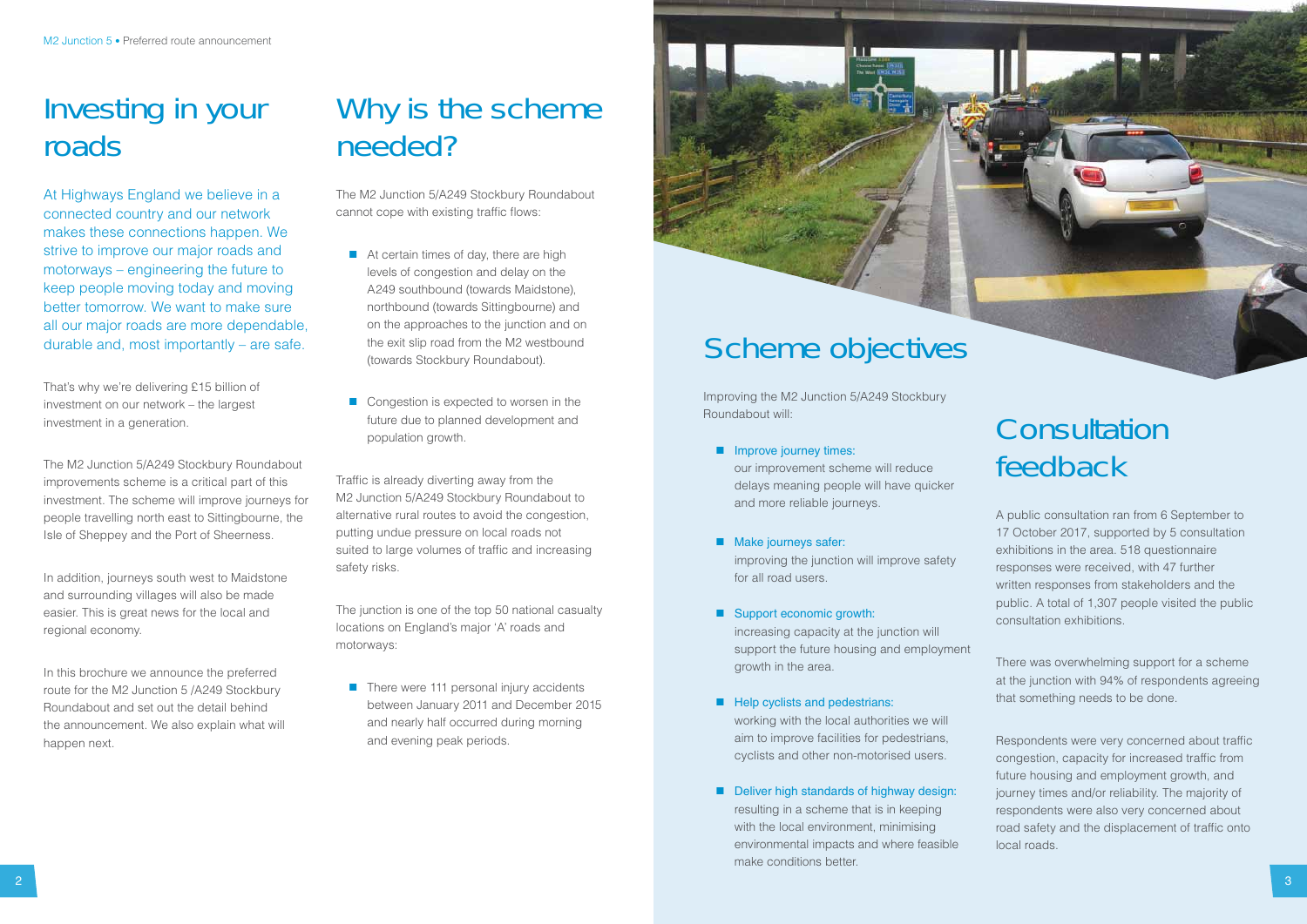# Investing in your roads

At Highways England we believe in a connected country and our network makes these connections happen. We strive to improve our major roads and motorways – engineering the future to keep people moving today and moving better tomorrow. We want to make sure all our major roads are more dependable, durable and, most importantly – are safe.

That's why we're delivering £15 billion of investment on our network – the largest investment in a generation.

The M2 Junction 5/A249 Stockbury Roundabout improvements scheme is a critical part of this investment. The scheme will improve journeys for people travelling north east to Sittingbourne, the Isle of Sheppey and the Port of Sheerness.

In addition, journeys south west to Maidstone and surrounding villages will also be made easier. This is great news for the local and regional economy.

In this brochure we announce the preferred route for the M2 Junction 5 /A249 Stockbury Roundabout and set out the detail behind the announcement. We also explain what will happen next.

# Why is the scheme needed?

The M2 Junction 5/A249 Stockbury Roundabout cannot cope with existing traffic flows:

- At certain times of day, there are high levels of congestion and delay on the A249 southbound (towards Maidstone), northbound (towards Sittingbourne) and on the approaches to the junction and on the exit slip road from the M2 westbound (towards Stockbury Roundabout).
- Congestion is expected to worsen in the future due to planned development and population growth.

Traffic is already diverting away from the M2 Junction 5/A249 Stockbury Roundabout to alternative rural routes to avoid the congestion, putting undue pressure on local roads not suited to large volumes of traffic and increasing safety risks.

The junction is one of the top 50 national casualty locations on England's major 'A' roads and motorways:

- There were 111 personal injury accidents between January 2011 and December 2015 and nearly half occurred during morning and evening peak periods.

# Scheme objectives

Improving the M2 Junction 5/A249 Stockbury Roundabout will:

- **Improve journey times:** our improvement scheme will reduce delays meaning people will have quicker and more reliable journeys.
- **Make journeys safer:** improving the junction will improve safety for all road users.
- **Support economic growth:** increasing capacity at the junction will support the future housing and employment growth in the area.
- **Help cyclists and pedestrians:** working with the local authorities we will aim to improve facilities for pedestrians, cyclists and other non-motorised users.
- **Deliver high standards of highway design:** resulting in a scheme that is in keeping with the local environment, minimising environmental impacts and where feasible make conditions better.

# Consultation feedback

A public consultation ran from 6 September to 17 October 2017, supported by 5 consultation exhibitions in the area. 518 questionnaire responses were received, with 47 further written responses from stakeholders and the public. A total of 1,307 people visited the public consultation exhibitions.

There was overwhelming support for a scheme at the junction with 94% of respondents agreeing that something needs to be done.

Respondents were very concerned about traffic congestion, capacity for increased traffic from future housing and employment growth, and journey times and/or reliability. The majority of respondents were also very concerned about road safety and the displacement of traffic onto local roads.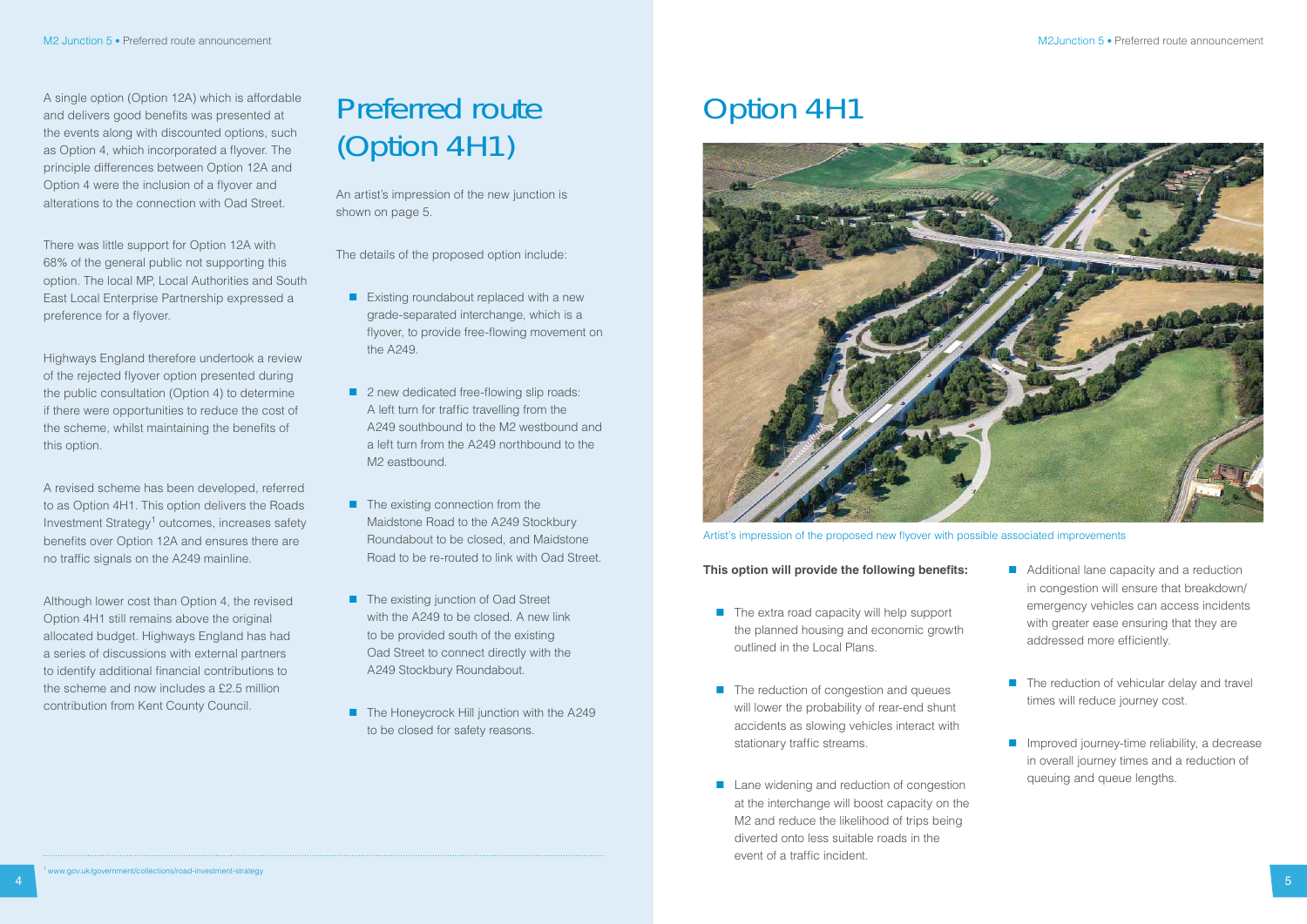A single option (Option 12A) which is affordable and delivers good benefits was presented at the events along with discounted options, such as Option 4, which incorporated a flyover. The principle differences between Option 12A and Option 4 were the inclusion of a flyover and alterations to the connection with Oad Street.

There was little support for Option 12A with 68% of the general public not supporting this option. The local MP, Local Authorities and South East Local Enterprise Partnership expressed a preference for a flyover.

Highways England therefore undertook a review of the rejected flyover option presented during the public consultation (Option 4) to determine if there were opportunities to reduce the cost of the scheme, whilst maintaining the benefits of this option.

A revised scheme has been developed, referred to as Option 4H1. This option delivers the Roads Investment Strategy[1] outcomes, increases safety benefits over Option 12A and ensures there are no traffic signals on the A249 mainline.

Although lower cost than Option 4, the revised Option 4H1 still remains above the original allocated budget. Highways England has had a series of discussions with external partners to identify additional financial contributions to the scheme and now includes a £2.5 million contribution from Kent County Council.

[1] www.gov.uk/government/collections/road-investment-strategy

# Preferred route (Option 4H1)

An artist's impression of the new junction is shown on page 5.

The details of the proposed option include:

- Existing roundabout replaced with a new grade-separated interchange, which is a flyover, to provide free-flowing movement on the A249.
- 2 new dedicated free-flowing slip roads: A left turn for traffic travelling from the A249 southbound to the M2 westbound and a left turn from the A249 northbound to the M2 eastbound.
- The existing connection from the Maidstone Road to the A249 Stockbury Roundabout to be closed, and Maidstone Road to be re-routed to link with Oad Street.
- The existing junction of Oad Street with the A249 to be closed. A new link to be provided south of the existing Oad Street to connect directly with the A249 Stockbury Roundabout.
- The Honeycrock Hill junction with the A249 to be closed for safety reasons.

# Option 4H1

Artist's impression of the proposed new flyover with possible associated improvements

**This option will provide the following benefits:**

- The extra road capacity will help support the planned housing and economic growth outlined in the Local Plans.
- The reduction of congestion and queues will lower the probability of rear-end shunt accidents as slowing vehicles interact with stationary traffic streams.
- Lane widening and reduction of congestion at the interchange will boost capacity on the M2 and reduce the likelihood of trips being diverted onto less suitable roads in the event of a traffic incident.
- Additional lane capacity and a reduction in congestion will ensure that breakdown/emergency vehicles can access incidents with greater ease ensuring that they are addressed more efficiently.
- The reduction of vehicular delay and travel times will reduce journey cost.
- Improved journey-time reliability, a decrease in overall journey times and a reduction of queuing and queue lengths.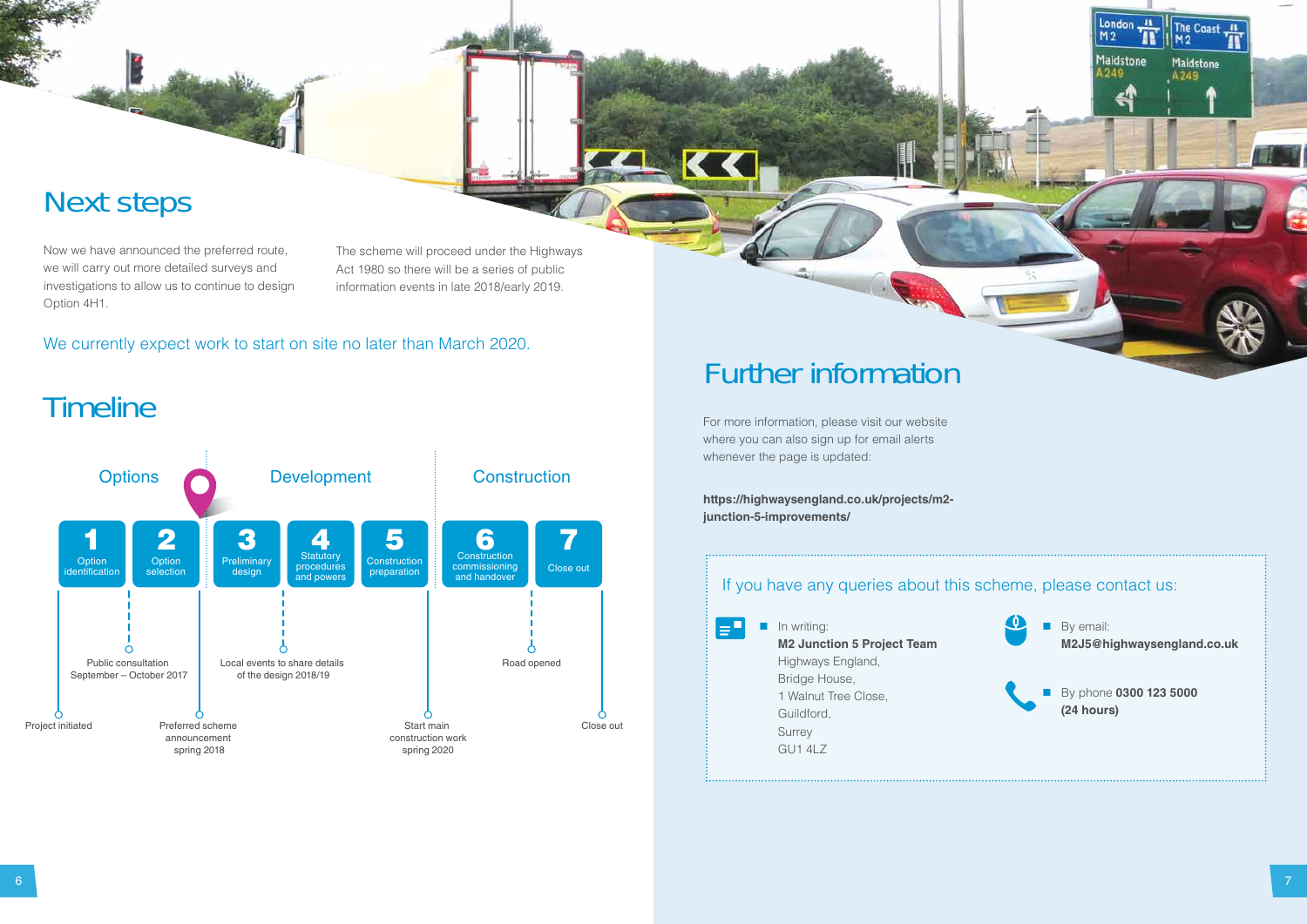## Next steps

Now we have announced the preferred route, we will carry out more detailed surveys and investigations to allow us to continue to design Option 4H1.

The scheme will proceed under the Highways Act 1980 so there will be a series of public information events in late 2018/early 2019.

We currently expect work to start on site no later than March 2020.

## Timeline

**Options**

1. Option identification
2. Option selection

**Development**

3. Preliminary design
4. Statutory procedures and powers
5. Construction preparation

**Construction**

6. Construction commissioning and handover
7. Close out

Milestones:

- Project initiated
- Public consultation September – October 2017
- Preferred scheme announcement spring 2018
- Local events to share details of the design 2018/19
- Start main construction work spring 2020
- Road opened
- Close out

## Further information

For more information, please visit our website where you can also sign up for email alerts whenever the page is updated:

**https://highwaysengland.co.uk/projects/m2-junction-5-improvements/**

If you have any queries about this scheme, please contact us:

- In writing:
  **M2 Junction 5 Project Team**
  Highways England,
  Bridge House,
  1 Walnut Tree Close,
  Guildford,
  Surrey
  GU1 4LZ
- By email:
  **M2J5@highwaysengland.co.uk**
- By phone **0300 123 5000 (24 hours)**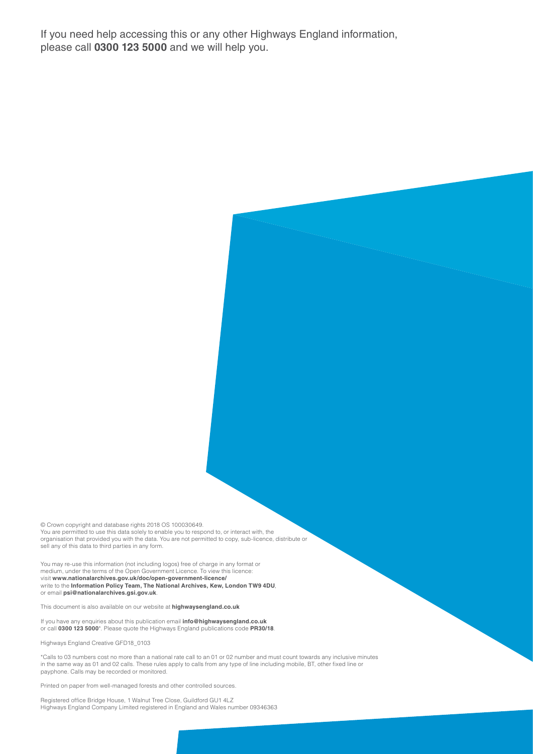If you need help accessing this or any other Highways England information, please call **0300 123 5000** and we will help you.

© Crown copyright and database rights 2018 OS 100030649.
You are permitted to use this data solely to enable you to respond to, or interact with, the organisation that provided you with the data. You are not permitted to copy, sub-licence, distribute or sell any of this data to third parties in any form.

You may re-use this information (not including logos) free of charge in any format or medium, under the terms of the Open Government Licence. To view this licence:
visit **www.nationalarchives.gov.uk/doc/open-government-licence/**
write to the **Information Policy Team, The National Archives, Kew, London TW9 4DU**,
or email **psi@nationalarchives.gsi.gov.uk**.

This document is also available on our website at **highwaysengland.co.uk**

If you have any enquiries about this publication email **info@highwaysengland.co.uk**
or call **0300 123 5000***. Please quote the Highways England publications code **PR30/18**.

Highways England Creative GFD18_0103

*Calls to 03 numbers cost no more than a national rate call to an 01 or 02 number and must count towards any inclusive minutes in the same way as 01 and 02 calls. These rules apply to calls from any type of line including mobile, BT, other fixed line or payphone. Calls may be recorded or monitored.

Printed on paper from well-managed forests and other controlled sources.

Registered office Bridge House, 1 Walnut Tree Close, Guildford GU1 4LZ
Highways England Company Limited registered in England and Wales number 09346363